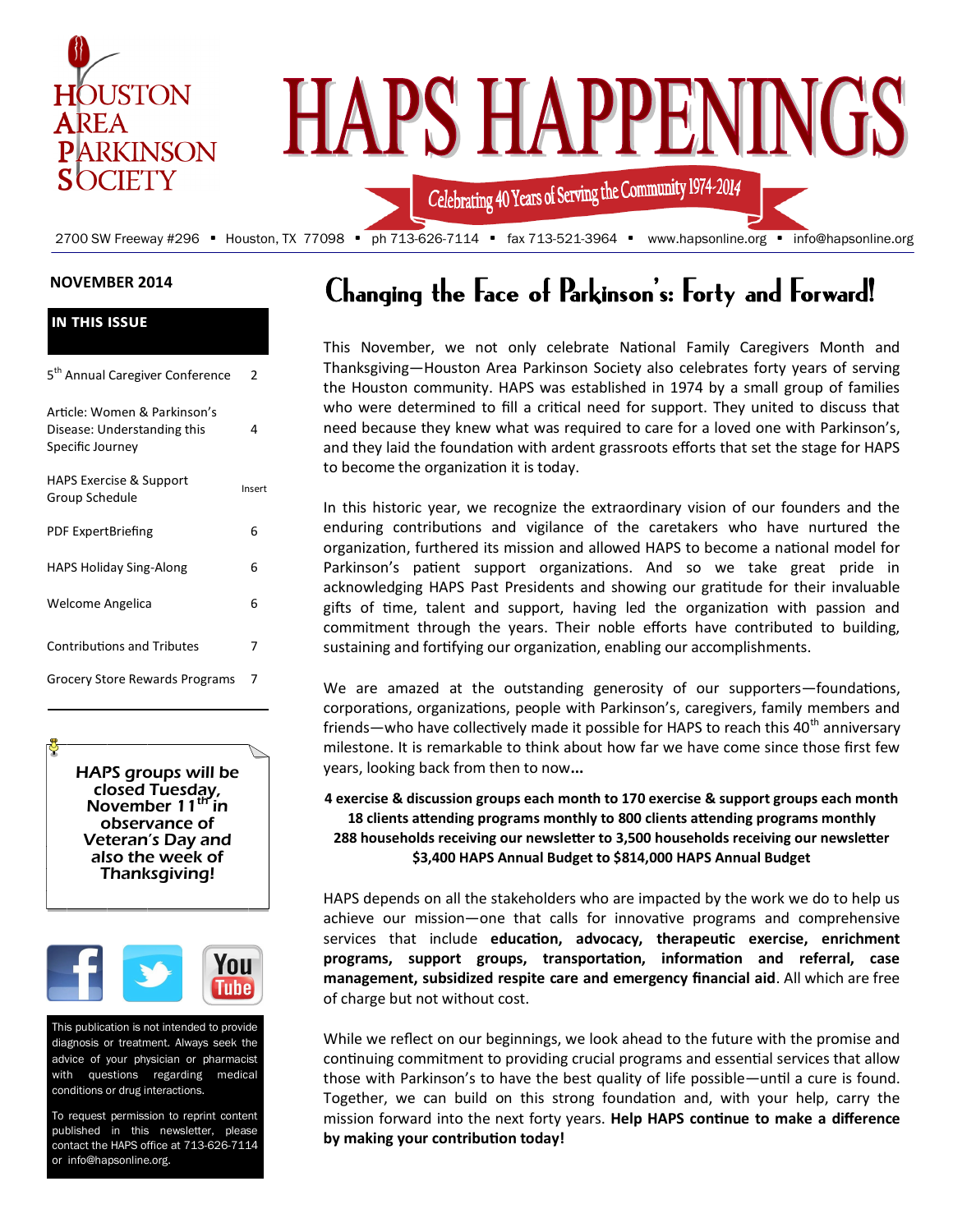HOUSTON AREA PARKINSON SOCIETY

# HAPS HAPPENINGS

Celebrating 40 Years of Serving the Community 1974-2014

2700 SW Freeway #296 ▪ Houston, TX 77098 ▪ ph 713-626-7114 ▪ fax 713-521-3964 ▪ www.hapsonline.org ▪ info@hapsonline.org

**NOVEMBER 2014**

**IN THIS ISSUE**

| | |
|---|---|
| 5th Annual Caregiver Conference | 2 |
| Article: Women & Parkinson's Disease: Understanding this Specific Journey | 4 |
| HAPS Exercise & Support Group Schedule | Insert |
| PDF ExpertBriefing | 6 |
| HAPS Holiday Sing-Along | 6 |
| Welcome Angelica | 6 |
| Contributions and Tributes | 7 |
| Grocery Store Rewards Programs | 7 |

***HAPS groups will be closed Tuesday, November 11th in observance of Veteran's Day and also the week of Thanksgiving!***

This publication is not intended to provide diagnosis or treatment. Always seek the advice of your physician or pharmacist with questions regarding medical conditions or drug interactions.

To request permission to reprint content published in this newsletter, please contact the HAPS office at 713-626-7114 or info@hapsonline.org.

## Changing the Face of Parkinson's: Forty and Forward!

This November, we not only celebrate National Family Caregivers Month and Thanksgiving—Houston Area Parkinson Society also celebrates forty years of serving the Houston community. HAPS was established in 1974 by a small group of families who were determined to fill a critical need for support. They united to discuss that need because they knew what was required to care for a loved one with Parkinson's, and they laid the foundation with ardent grassroots efforts that set the stage for HAPS to become the organization it is today.

In this historic year, we recognize the extraordinary vision of our founders and the enduring contributions and vigilance of the caretakers who have nurtured the organization, furthered its mission and allowed HAPS to become a national model for Parkinson's patient support organizations. And so we take great pride in acknowledging HAPS Past Presidents and showing our gratitude for their invaluable gifts of time, talent and support, having led the organization with passion and commitment through the years. Their noble efforts have contributed to building, sustaining and fortifying our organization, enabling our accomplishments.

We are amazed at the outstanding generosity of our supporters—foundations, corporations, organizations, people with Parkinson's, caregivers, family members and friends—who have collectively made it possible for HAPS to reach this 40th anniversary milestone. It is remarkable to think about how far we have come since those first few years, looking back from then to now**...**

**4 exercise & discussion groups each month to 170 exercise & support groups each month**
**18 clients attending programs monthly to 800 clients attending programs monthly**
**288 households receiving our newsletter to 3,500 households receiving our newsletter**
**$3,400 HAPS Annual Budget to $814,000 HAPS Annual Budget**

HAPS depends on all the stakeholders who are impacted by the work we do to help us achieve our mission—one that calls for innovative programs and comprehensive services that include **education, advocacy, therapeutic exercise, enrichment programs, support groups, transportation, information and referral, case management, subsidized respite care and emergency financial aid**. All which are free of charge but not without cost.

While we reflect on our beginnings, we look ahead to the future with the promise and continuing commitment to providing crucial programs and essential services that allow those with Parkinson's to have the best quality of life possible—until a cure is found. Together, we can build on this strong foundation and, with your help, carry the mission forward into the next forty years. **Help HAPS continue to make a difference by making your contribution today!**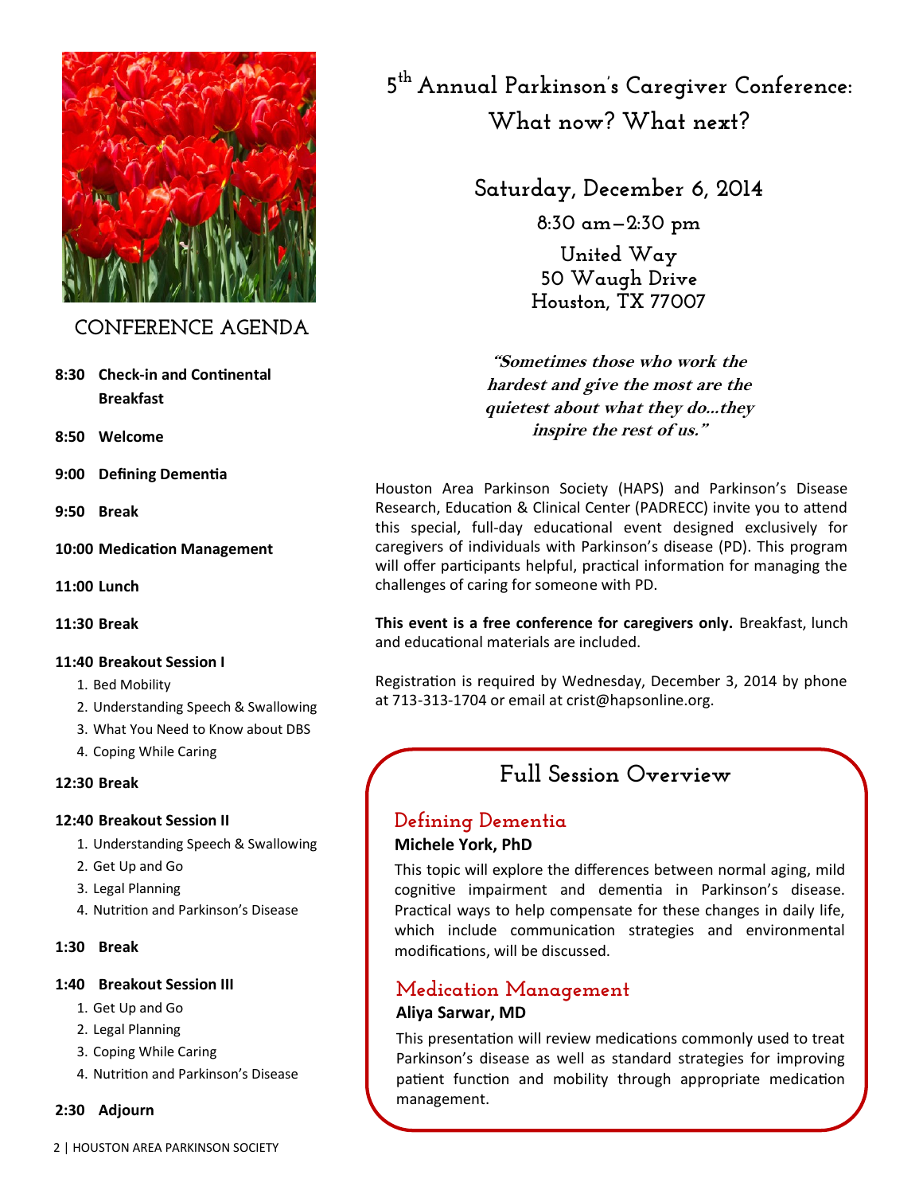# 5th Annual Parkinson's Caregiver Conference: What now? What next?

## Saturday, December 6, 2014

8:30 am—2:30 pm

United Way
50 Waugh Drive
Houston, TX 77007

***"Sometimes those who work the hardest and give the most are the quietest about what they do...they inspire the rest of us."***

Houston Area Parkinson Society (HAPS) and Parkinson's Disease Research, Education & Clinical Center (PADRECC) invite you to attend this special, full-day educational event designed exclusively for caregivers of individuals with Parkinson's disease (PD). This program will offer participants helpful, practical information for managing the challenges of caring for someone with PD.

**This event is a free conference for caregivers only.** Breakfast, lunch and educational materials are included.

Registration is required by Wednesday, December 3, 2014 by phone at 713-313-1704 or email at crist@hapsonline.org.

## CONFERENCE AGENDA

**8:30 Check-in and Continental Breakfast**

**8:50 Welcome**

**9:00 Defining Dementia**

**9:50 Break**

**10:00 Medication Management**

**11:00 Lunch**

**11:30 Break**

**11:40 Breakout Session I**

1. Bed Mobility
2. Understanding Speech & Swallowing
3. What You Need to Know about DBS
4. Coping While Caring

**12:30 Break**

**12:40 Breakout Session II**

1. Understanding Speech & Swallowing
2. Get Up and Go
3. Legal Planning
4. Nutrition and Parkinson's Disease

**1:30 Break**

**1:40 Breakout Session III**

1. Get Up and Go
2. Legal Planning
3. Coping While Caring
4. Nutrition and Parkinson's Disease

**2:30 Adjourn**

## Full Session Overview

### Defining Dementia

**Michele York, PhD**

This topic will explore the differences between normal aging, mild cognitive impairment and dementia in Parkinson's disease. Practical ways to help compensate for these changes in daily life, which include communication strategies and environmental modifications, will be discussed.

### Medication Management

**Aliya Sarwar, MD**

This presentation will review medications commonly used to treat Parkinson's disease as well as standard strategies for improving patient function and mobility through appropriate medication management.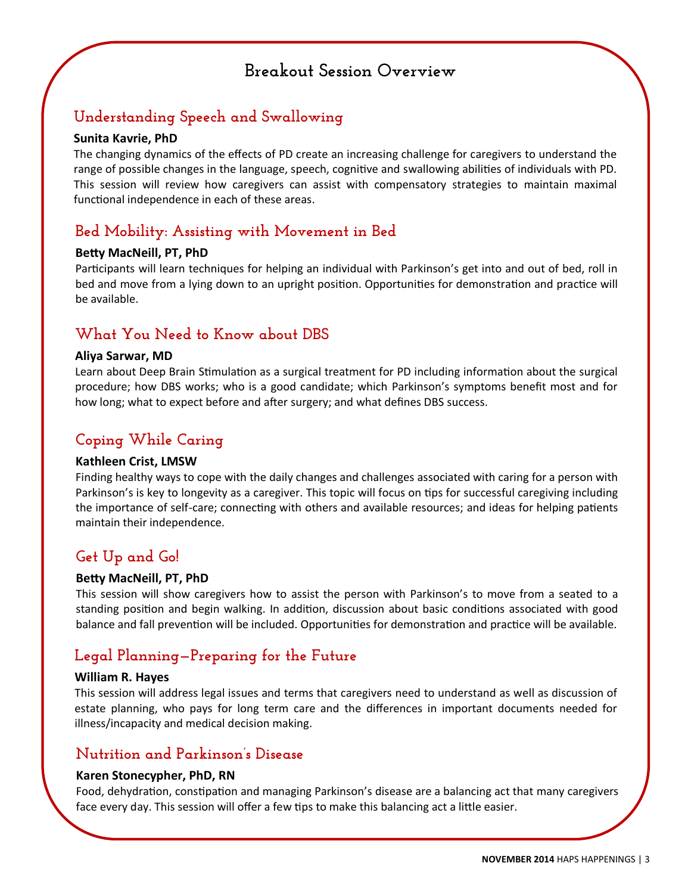# Breakout Session Overview

## Understanding Speech and Swallowing

**Sunita Kavrie, PhD**

The changing dynamics of the effects of PD create an increasing challenge for caregivers to understand the range of possible changes in the language, speech, cognitive and swallowing abilities of individuals with PD. This session will review how caregivers can assist with compensatory strategies to maintain maximal functional independence in each of these areas.

## Bed Mobility: Assisting with Movement in Bed

**Betty MacNeill, PT, PhD**

Participants will learn techniques for helping an individual with Parkinson's get into and out of bed, roll in bed and move from a lying down to an upright position. Opportunities for demonstration and practice will be available.

## What You Need to Know about DBS

**Aliya Sarwar, MD**

Learn about Deep Brain Stimulation as a surgical treatment for PD including information about the surgical procedure; how DBS works; who is a good candidate; which Parkinson's symptoms benefit most and for how long; what to expect before and after surgery; and what defines DBS success.

## Coping While Caring

**Kathleen Crist, LMSW**

Finding healthy ways to cope with the daily changes and challenges associated with caring for a person with Parkinson's is key to longevity as a caregiver. This topic will focus on tips for successful caregiving including the importance of self-care; connecting with others and available resources; and ideas for helping patients maintain their independence.

## Get Up and Go!

**Betty MacNeill, PT, PhD**

This session will show caregivers how to assist the person with Parkinson's to move from a seated to a standing position and begin walking. In addition, discussion about basic conditions associated with good balance and fall prevention will be included. Opportunities for demonstration and practice will be available.

## Legal Planning—Preparing for the Future

**William R. Hayes**

This session will address legal issues and terms that caregivers need to understand as well as discussion of estate planning, who pays for long term care and the differences in important documents needed for illness/incapacity and medical decision making.

## Nutrition and Parkinson's Disease

**Karen Stonecypher, PhD, RN**

Food, dehydration, constipation and managing Parkinson's disease are a balancing act that many caregivers face every day. This session will offer a few tips to make this balancing act a little easier.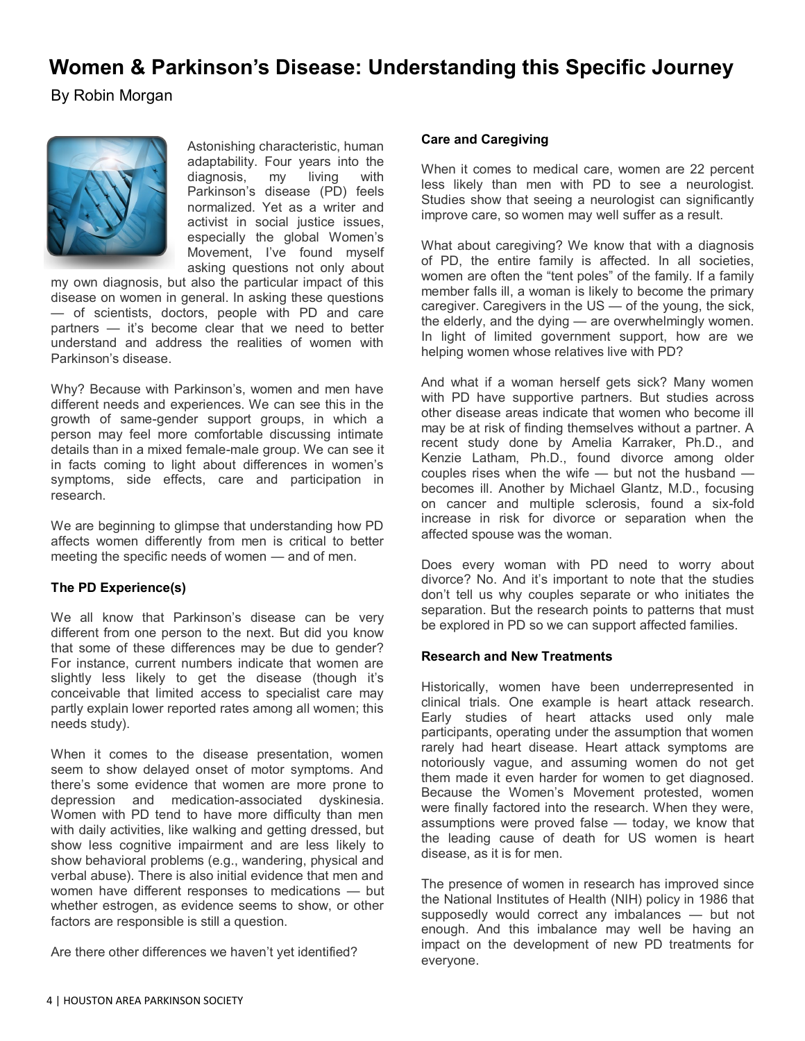# Women & Parkinson's Disease: Understanding this Specific Journey

By Robin Morgan

Astonishing characteristic, human adaptability. Four years into the diagnosis, my living with Parkinson's disease (PD) feels normalized. Yet as a writer and activist in social justice issues, especially the global Women's Movement, I've found myself asking questions not only about my own diagnosis, but also the particular impact of this disease on women in general. In asking these questions — of scientists, doctors, people with PD and care partners — it's become clear that we need to better understand and address the realities of women with Parkinson's disease.

Why? Because with Parkinson's, women and men have different needs and experiences. We can see this in the growth of same-gender support groups, in which a person may feel more comfortable discussing intimate details than in a mixed female-male group. We can see it in facts coming to light about differences in women's symptoms, side effects, care and participation in research.

We are beginning to glimpse that understanding how PD affects women differently from men is critical to better meeting the specific needs of women — and of men.

### The PD Experience(s)

We all know that Parkinson's disease can be very different from one person to the next. But did you know that some of these differences may be due to gender? For instance, current numbers indicate that women are slightly less likely to get the disease (though it's conceivable that limited access to specialist care may partly explain lower reported rates among all women; this needs study).

When it comes to the disease presentation, women seem to show delayed onset of motor symptoms. And there's some evidence that women are more prone to depression and medication-associated dyskinesia. Women with PD tend to have more difficulty than men with daily activities, like walking and getting dressed, but show less cognitive impairment and are less likely to show behavioral problems (e.g., wandering, physical and verbal abuse). There is also initial evidence that men and women have different responses to medications — but whether estrogen, as evidence seems to show, or other factors are responsible is still a question.

Are there other differences we haven't yet identified?

### Care and Caregiving

When it comes to medical care, women are 22 percent less likely than men with PD to see a neurologist. Studies show that seeing a neurologist can significantly improve care, so women may well suffer as a result.

What about caregiving? We know that with a diagnosis of PD, the entire family is affected. In all societies, women are often the "tent poles" of the family. If a family member falls ill, a woman is likely to become the primary caregiver. Caregivers in the US — of the young, the sick, the elderly, and the dying — are overwhelmingly women. In light of limited government support, how are we helping women whose relatives live with PD?

And what if a woman herself gets sick? Many women with PD have supportive partners. But studies across other disease areas indicate that women who become ill may be at risk of finding themselves without a partner. A recent study done by Amelia Karraker, Ph.D., and Kenzie Latham, Ph.D., found divorce among older couples rises when the wife — but not the husband — becomes ill. Another by Michael Glantz, M.D., focusing on cancer and multiple sclerosis, found a six-fold increase in risk for divorce or separation when the affected spouse was the woman.

Does every woman with PD need to worry about divorce? No. And it's important to note that the studies don't tell us why couples separate or who initiates the separation. But the research points to patterns that must be explored in PD so we can support affected families.

### Research and New Treatments

Historically, women have been underrepresented in clinical trials. One example is heart attack research. Early studies of heart attacks used only male participants, operating under the assumption that women rarely had heart disease. Heart attack symptoms are notoriously vague, and assuming women do not get them made it even harder for women to get diagnosed. Because the Women's Movement protested, women were finally factored into the research. When they were, assumptions were proved false — today, we know that the leading cause of death for US women is heart disease, as it is for men.

The presence of women in research has improved since the National Institutes of Health (NIH) policy in 1986 that supposedly would correct any imbalances — but not enough. And this imbalance may well be having an impact on the development of new PD treatments for everyone.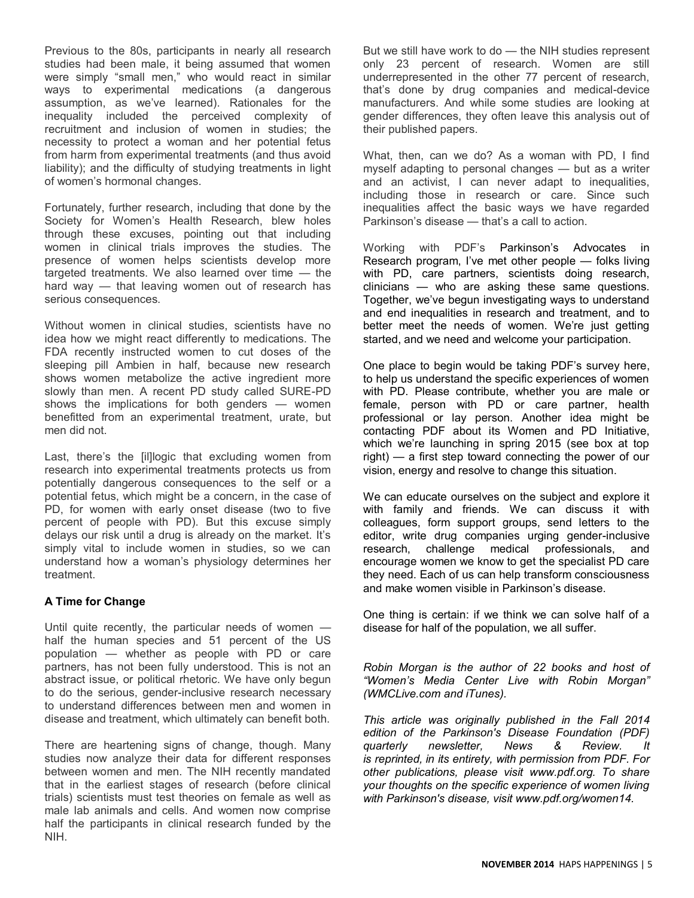Previous to the 80s, participants in nearly all research studies had been male, it being assumed that women were simply "small men," who would react in similar ways to experimental medications (a dangerous assumption, as we've learned). Rationales for the inequality included the perceived complexity of recruitment and inclusion of women in studies; the necessity to protect a woman and her potential fetus from harm from experimental treatments (and thus avoid liability); and the difficulty of studying treatments in light of women's hormonal changes.

Fortunately, further research, including that done by the Society for Women's Health Research, blew holes through these excuses, pointing out that including women in clinical trials improves the studies. The presence of women helps scientists develop more targeted treatments. We also learned over time — the hard way — that leaving women out of research has serious consequences.

Without women in clinical studies, scientists have no idea how we might react differently to medications. The FDA recently instructed women to cut doses of the sleeping pill Ambien in half, because new research shows women metabolize the active ingredient more slowly than men. A recent PD study called SURE-PD shows the implications for both genders — women benefitted from an experimental treatment, urate, but men did not.

Last, there's the [il]logic that excluding women from research into experimental treatments protects us from potentially dangerous consequences to the self or a potential fetus, which might be a concern, in the case of PD, for women with early onset disease (two to five percent of people with PD). But this excuse simply delays our risk until a drug is already on the market. It's simply vital to include women in studies, so we can understand how a woman's physiology determines her treatment.

**A Time for Change**

Until quite recently, the particular needs of women — half the human species and 51 percent of the US population — whether as people with PD or care partners, has not been fully understood. This is not an abstract issue, or political rhetoric. We have only begun to do the serious, gender-inclusive research necessary to understand differences between men and women in disease and treatment, which ultimately can benefit both.

There are heartening signs of change, though. Many studies now analyze their data for different responses between women and men. The NIH recently mandated that in the earliest stages of research (before clinical trials) scientists must test theories on female as well as male lab animals and cells. And women now comprise half the participants in clinical research funded by the NIH.

But we still have work to do — the NIH studies represent only 23 percent of research. Women are still underrepresented in the other 77 percent of research, that's done by drug companies and medical-device manufacturers. And while some studies are looking at gender differences, they often leave this analysis out of their published papers.

What, then, can we do? As a woman with PD, I find myself adapting to personal changes — but as a writer and an activist, I can never adapt to inequalities, including those in research or care. Since such inequalities affect the basic ways we have regarded Parkinson's disease — that's a call to action.

Working with PDF's Parkinson's Advocates in Research program, I've met other people — folks living with PD, care partners, scientists doing research, clinicians — who are asking these same questions. Together, we've begun investigating ways to understand and end inequalities in research and treatment, and to better meet the needs of women. We're just getting started, and we need and welcome your participation.

One place to begin would be taking PDF's survey here, to help us understand the specific experiences of women with PD. Please contribute, whether you are male or female, person with PD or care partner, health professional or lay person. Another idea might be contacting PDF about its Women and PD Initiative, which we're launching in spring 2015 (see box at top right) — a first step toward connecting the power of our vision, energy and resolve to change this situation.

We can educate ourselves on the subject and explore it with family and friends. We can discuss it with colleagues, form support groups, send letters to the editor, write drug companies urging gender-inclusive research, challenge medical professionals, and encourage women we know to get the specialist PD care they need. Each of us can help transform consciousness and make women visible in Parkinson's disease.

One thing is certain: if we think we can solve half of a disease for half of the population, we all suffer.

*Robin Morgan is the author of 22 books and host of "Women's Media Center Live with Robin Morgan" (WMCLive.com and iTunes).*

*This article was originally published in the Fall 2014 edition of the Parkinson's Disease Foundation (PDF) quarterly newsletter, News & Review. It is reprinted, in its entirety, with permission from PDF. For other publications, please visit www.pdf.org. To share your thoughts on the specific experience of women living with Parkinson's disease, visit www.pdf.org/women14.*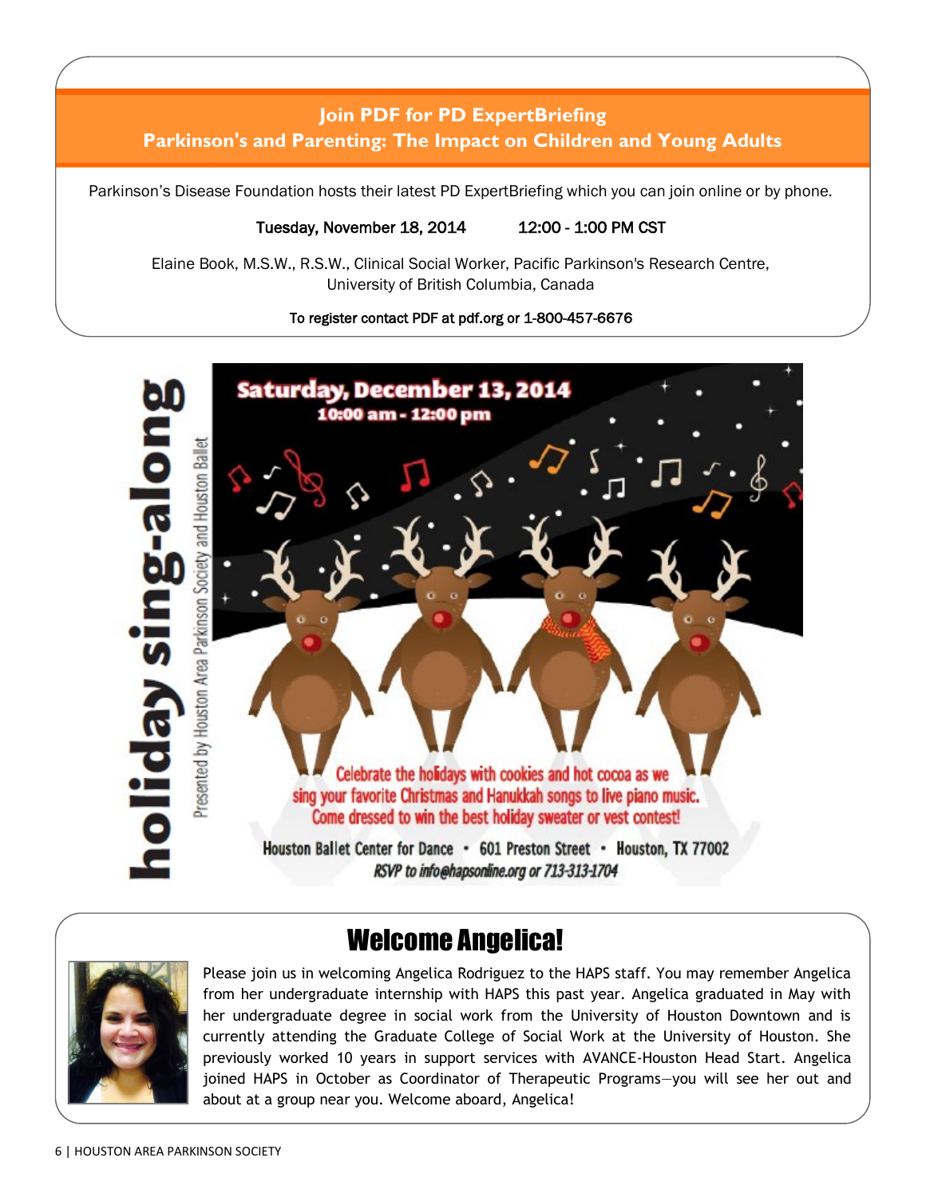## Join PDF for PD ExpertBriefing
## Parkinson's and Parenting: The Impact on Children and Young Adults

Parkinson's Disease Foundation hosts their latest PD ExpertBriefing which you can join online or by phone.

Tuesday, November 18, 2014 12:00 - 1:00 PM CST

Elaine Book, M.S.W., R.S.W., Clinical Social Worker, Pacific Parkinson's Research Centre, University of British Columbia, Canada

To register contact PDF at pdf.org or 1-800-457-6676

## holiday sing-along

Presented by Houston Area Parkinson Society and Houston Ballet

**Saturday, December 13, 2014**
**10:00 am - 12:00 pm**

Celebrate the holidays with cookies and hot cocoa as we sing your favorite Christmas and Hanukkah songs to live piano music. Come dressed to win the best holiday sweater or vest contest!

Houston Ballet Center for Dance • 601 Preston Street • Houston, TX 77002

*RSVP to info@hapsonline.org or 713-313-1704*

## Welcome Angelica!

Please join us in welcoming Angelica Rodriguez to the HAPS staff. You may remember Angelica from her undergraduate internship with HAPS this past year. Angelica graduated in May with her undergraduate degree in social work from the University of Houston Downtown and is currently attending the Graduate College of Social Work at the University of Houston. She previously worked 10 years in support services with AVANCE-Houston Head Start. Angelica joined HAPS in October as Coordinator of Therapeutic Programs—you will see her out and about at a group near you. Welcome aboard, Angelica!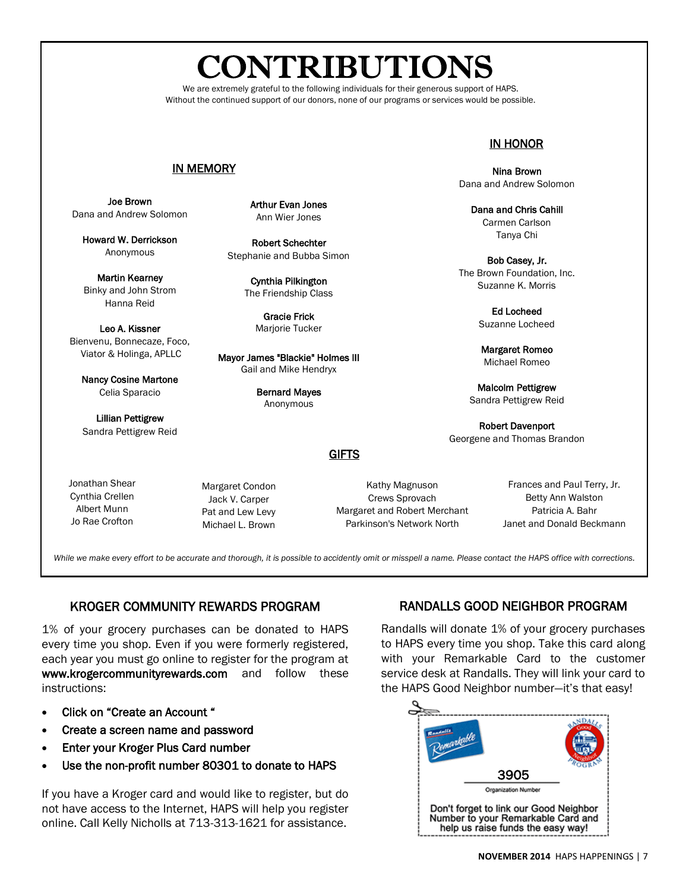# CONTRIBUTIONS

We are extremely grateful to the following individuals for their generous support of HAPS.
Without the continued support of our donors, none of our programs or services would be possible.

## IN MEMORY

**Joe Brown**
Dana and Andrew Solomon

**Howard W. Derrickson**
Anonymous

**Martin Kearney**
Binky and John Strom
Hanna Reid

**Leo A. Kissner**
Bienvenu, Bonnecaze, Foco, Viator & Holinga, APLLC

**Nancy Cosine Martone**
Celia Sparacio

**Lillian Pettigrew**
Sandra Pettigrew Reid

**Arthur Evan Jones**
Ann Wier Jones

**Robert Schechter**
Stephanie and Bubba Simon

**Cynthia Pilkington**
The Friendship Class

**Gracie Frick**
Marjorie Tucker

**Mayor James "Blackie" Holmes III**
Gail and Mike Hendryx

**Bernard Mayes**
Anonymous

## IN HONOR

**Nina Brown**
Dana and Andrew Solomon

**Dana and Chris Cahill**
Carmen Carlson
Tanya Chi

**Bob Casey, Jr.**
The Brown Foundation, Inc.
Suzanne K. Morris

**Ed Locheed**
Suzanne Locheed

**Margaret Romeo**
Michael Romeo

**Malcolm Pettigrew**
Sandra Pettigrew Reid

**Robert Davenport**
Georgene and Thomas Brandon

## GIFTS

Jonathan Shear
Cynthia Crellen
Albert Munn
Jo Rae Crofton
Margaret Condon
Jack V. Carper
Pat and Lew Levy
Michael L. Brown
Kathy Magnuson
Crews Sprovach
Margaret and Robert Merchant
Parkinson's Network North
Frances and Paul Terry, Jr.
Betty Ann Walston
Patricia A. Bahr
Janet and Donald Beckmann

*While we make every effort to be accurate and thorough, it is possible to accidently omit or misspell a name. Please contact the HAPS office with corrections.*

## KROGER COMMUNITY REWARDS PROGRAM

1% of your grocery purchases can be donated to HAPS every time you shop. Even if you were formerly registered, each year you must go online to register for the program at **www.krogercommunityrewards.com** and follow these instructions:

- Click on "Create an Account "
- Create a screen name and password
- Enter your Kroger Plus Card number
- Use the non-profit number 80301 to donate to HAPS

If you have a Kroger card and would like to register, but do not have access to the Internet, HAPS will help you register online. Call Kelly Nicholls at 713-313-1621 for assistance.

## RANDALLS GOOD NEIGHBOR PROGRAM

Randalls will donate 1% of your grocery purchases to HAPS every time you shop. Take this card along with your Remarkable Card to the customer service desk at Randalls. They will link your card to the HAPS Good Neighbor number—it's that easy!

Randalls Remarkable — Randalls Good Neighbor Program

**3905**
Organization Number

Don't forget to link our Good Neighbor Number to your Remarkable Card and help us raise funds the easy way!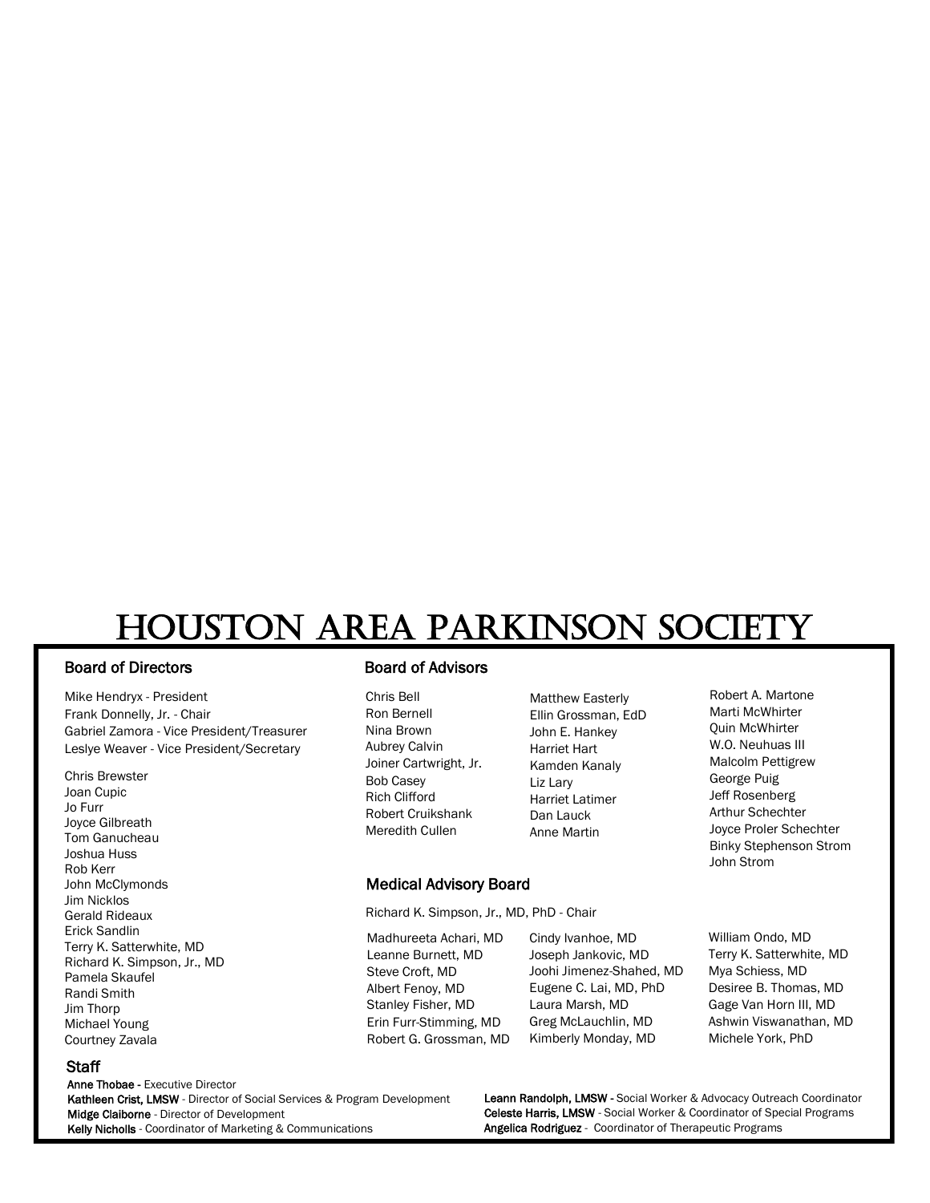# Houston Area Parkinson Society

## Board of Directors

Mike Hendryx - President
Frank Donnelly, Jr. - Chair
Gabriel Zamora - Vice President/Treasurer
Leslye Weaver - Vice President/Secretary

Chris Brewster
Joan Cupic
Jo Furr
Joyce Gilbreath
Tom Ganucheau
Joshua Huss
Rob Kerr
John McClymonds
Jim Nicklos
Gerald Rideaux
Erick Sandlin
Terry K. Satterwhite, MD
Richard K. Simpson, Jr., MD
Pamela Skaufel
Randi Smith
Jim Thorp
Michael Young
Courtney Zavala

## Board of Advisors

Chris Bell
Ron Bernell
Nina Brown
Aubrey Calvin
Joiner Cartwright, Jr.
Bob Casey
Rich Clifford
Robert Cruikshank
Meredith Cullen
Matthew Easterly
Ellin Grossman, EdD
John E. Hankey
Harriet Hart
Kamden Kanaly
Liz Lary
Harriet Latimer
Dan Lauck
Anne Martin
Robert A. Martone
Marti McWhirter
Quin McWhirter
W.O. Neuhuas III
Malcolm Pettigrew
George Puig
Jeff Rosenberg
Arthur Schechter
Joyce Proler Schechter
Binky Stephenson Strom
John Strom

## Medical Advisory Board

Richard K. Simpson, Jr., MD, PhD - Chair

Madhureeta Achari, MD
Leanne Burnett, MD
Steve Croft, MD
Albert Fenoy, MD
Stanley Fisher, MD
Erin Furr-Stimming, MD
Robert G. Grossman, MD
Cindy Ivanhoe, MD
Joseph Jankovic, MD
Joohi Jimenez-Shahed, MD
Eugene C. Lai, MD, PhD
Laura Marsh, MD
Greg McLauchlin, MD
Kimberly Monday, MD
William Ondo, MD
Terry K. Satterwhite, MD
Mya Schiess, MD
Desiree B. Thomas, MD
Gage Van Horn III, MD
Ashwin Viswanathan, MD
Michele York, PhD

## Staff

**Anne Thobae** - Executive Director
**Kathleen Crist, LMSW** - Director of Social Services & Program Development
**Midge Claiborne** - Director of Development
**Kelly Nicholls** - Coordinator of Marketing & Communications
**Leann Randolph, LMSW** - Social Worker & Advocacy Outreach Coordinator
**Celeste Harris, LMSW** - Social Worker & Coordinator of Special Programs
**Angelica Rodriguez** - Coordinator of Therapeutic Programs